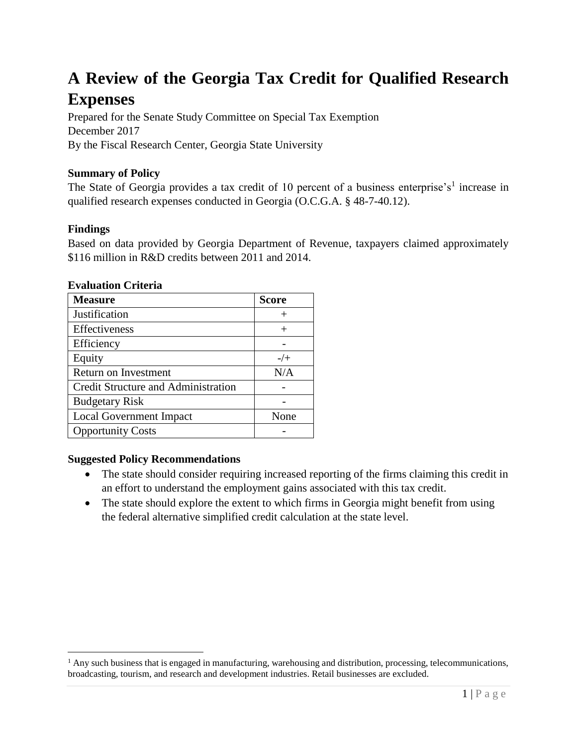# A Review of the Georgia Tax Credit for Qualified Research Expenses

Prepared for the Senate Study Committee on Special Tax Exemption
December 2017
By the Fiscal Research Center, Georgia State University

**Summary of Policy**

The State of Georgia provides a tax credit of 10 percent of a business enterprise's[1] increase in qualified research expenses conducted in Georgia (O.C.G.A. § 48-7-40.12).

**Findings**

Based on data provided by Georgia Department of Revenue, taxpayers claimed approximately $116 million in R&D credits between 2011 and 2014.

**Evaluation Criteria**

| Measure | Score |
|---|---|
| Justification | + |
| Effectiveness | + |
| Efficiency | - |
| Equity | -/+ |
| Return on Investment | N/A |
| Credit Structure and Administration | - |
| Budgetary Risk | - |
| Local Government Impact | None |
| Opportunity Costs | - |

**Suggested Policy Recommendations**

- The state should consider requiring increased reporting of the firms claiming this credit in an effort to understand the employment gains associated with this tax credit.
- The state should explore the extent to which firms in Georgia might benefit from using the federal alternative simplified credit calculation at the state level.

[1] Any such business that is engaged in manufacturing, warehousing and distribution, processing, telecommunications, broadcasting, tourism, and research and development industries. Retail businesses are excluded.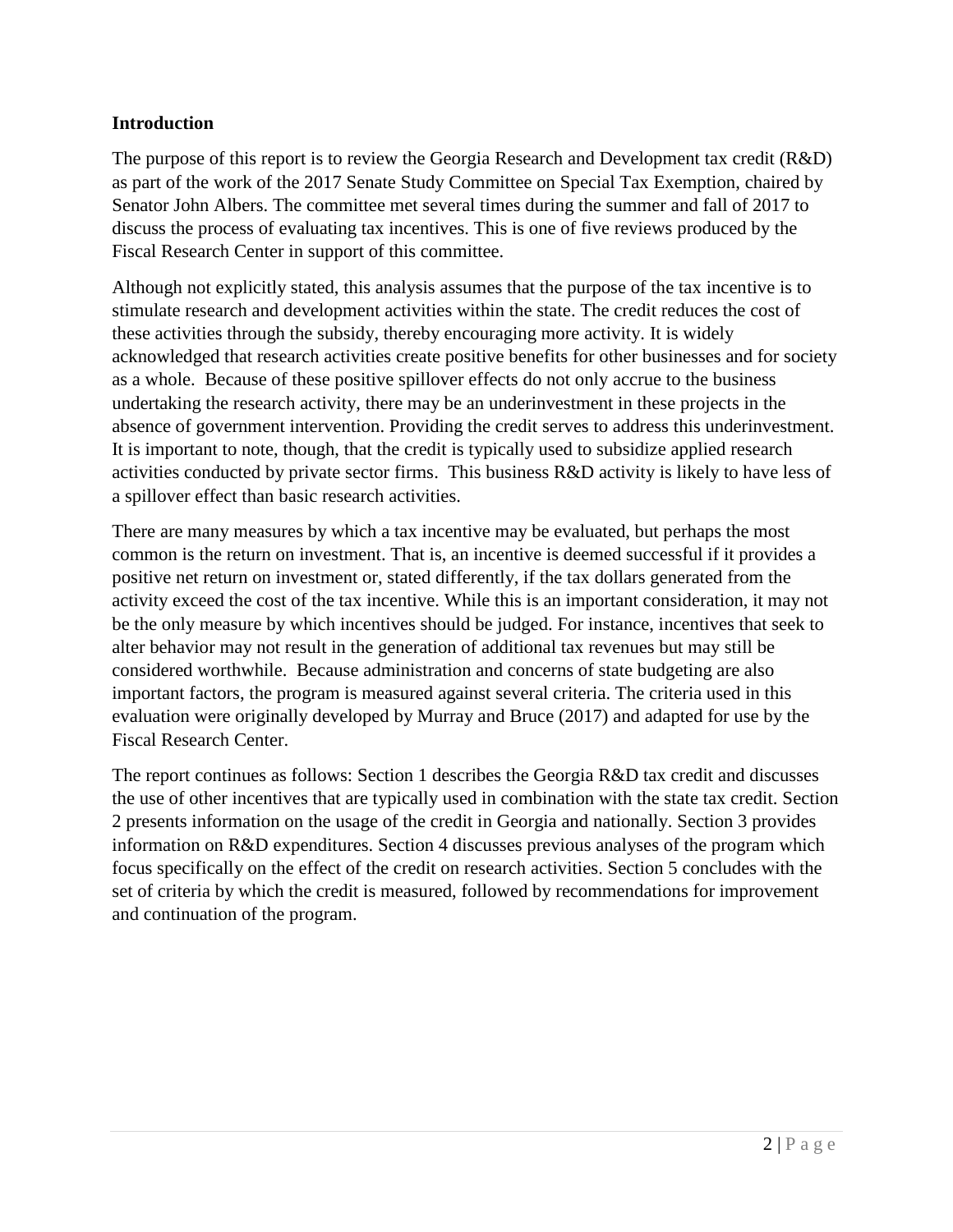## Introduction

The purpose of this report is to review the Georgia Research and Development tax credit (R&D) as part of the work of the 2017 Senate Study Committee on Special Tax Exemption, chaired by Senator John Albers. The committee met several times during the summer and fall of 2017 to discuss the process of evaluating tax incentives. This is one of five reviews produced by the Fiscal Research Center in support of this committee.

Although not explicitly stated, this analysis assumes that the purpose of the tax incentive is to stimulate research and development activities within the state. The credit reduces the cost of these activities through the subsidy, thereby encouraging more activity. It is widely acknowledged that research activities create positive benefits for other businesses and for society as a whole. Because of these positive spillover effects do not only accrue to the business undertaking the research activity, there may be an underinvestment in these projects in the absence of government intervention. Providing the credit serves to address this underinvestment. It is important to note, though, that the credit is typically used to subsidize applied research activities conducted by private sector firms. This business R&D activity is likely to have less of a spillover effect than basic research activities.

There are many measures by which a tax incentive may be evaluated, but perhaps the most common is the return on investment. That is, an incentive is deemed successful if it provides a positive net return on investment or, stated differently, if the tax dollars generated from the activity exceed the cost of the tax incentive. While this is an important consideration, it may not be the only measure by which incentives should be judged. For instance, incentives that seek to alter behavior may not result in the generation of additional tax revenues but may still be considered worthwhile. Because administration and concerns of state budgeting are also important factors, the program is measured against several criteria. The criteria used in this evaluation were originally developed by Murray and Bruce (2017) and adapted for use by the Fiscal Research Center.

The report continues as follows: Section 1 describes the Georgia R&D tax credit and discusses the use of other incentives that are typically used in combination with the state tax credit. Section 2 presents information on the usage of the credit in Georgia and nationally. Section 3 provides information on R&D expenditures. Section 4 discusses previous analyses of the program which focus specifically on the effect of the credit on research activities. Section 5 concludes with the set of criteria by which the credit is measured, followed by recommendations for improvement and continuation of the program.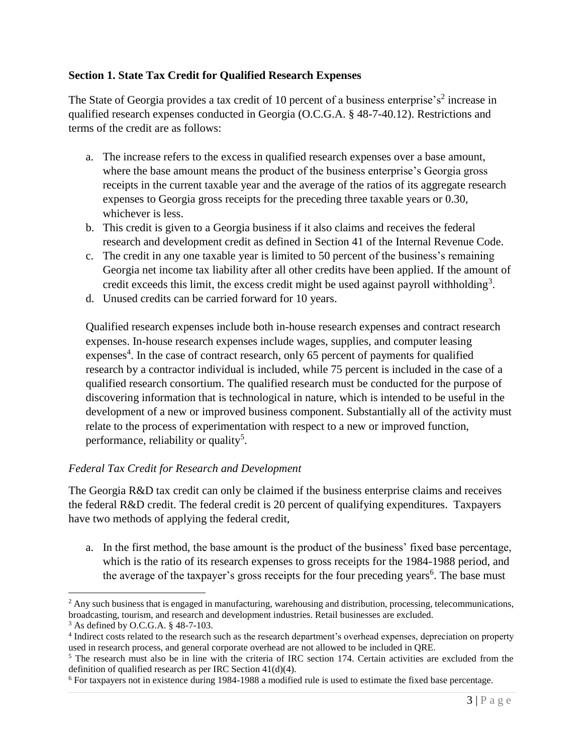**Section 1. State Tax Credit for Qualified Research Expenses**

The State of Georgia provides a tax credit of 10 percent of a business enterprise's[2] increase in qualified research expenses conducted in Georgia (O.C.G.A. § 48-7-40.12). Restrictions and terms of the credit are as follows:

a. The increase refers to the excess in qualified research expenses over a base amount, where the base amount means the product of the business enterprise's Georgia gross receipts in the current taxable year and the average of the ratios of its aggregate research expenses to Georgia gross receipts for the preceding three taxable years or 0.30, whichever is less.
b. This credit is given to a Georgia business if it also claims and receives the federal research and development credit as defined in Section 41 of the Internal Revenue Code.
c. The credit in any one taxable year is limited to 50 percent of the business's remaining Georgia net income tax liability after all other credits have been applied. If the amount of credit exceeds this limit, the excess credit might be used against payroll withholding[3].
d. Unused credits can be carried forward for 10 years.

Qualified research expenses include both in-house research expenses and contract research expenses. In-house research expenses include wages, supplies, and computer leasing expenses[4]. In the case of contract research, only 65 percent of payments for qualified research by a contractor individual is included, while 75 percent is included in the case of a qualified research consortium. The qualified research must be conducted for the purpose of discovering information that is technological in nature, which is intended to be useful in the development of a new or improved business component. Substantially all of the activity must relate to the process of experimentation with respect to a new or improved function, performance, reliability or quality[5].

*Federal Tax Credit for Research and Development*

The Georgia R&D tax credit can only be claimed if the business enterprise claims and receives the federal R&D credit. The federal credit is 20 percent of qualifying expenditures. Taxpayers have two methods of applying the federal credit,

a. In the first method, the base amount is the product of the business' fixed base percentage, which is the ratio of its research expenses to gross receipts for the 1984-1988 period, and the average of the taxpayer's gross receipts for the four preceding years[6]. The base must

[2] Any such business that is engaged in manufacturing, warehousing and distribution, processing, telecommunications, broadcasting, tourism, and research and development industries. Retail businesses are excluded.

[3] As defined by O.C.G.A. § 48-7-103.

[4] Indirect costs related to the research such as the research department's overhead expenses, depreciation on property used in research process, and general corporate overhead are not allowed to be included in QRE.

[5] The research must also be in line with the criteria of IRC section 174. Certain activities are excluded from the definition of qualified research as per IRC Section 41(d)(4).

[6] For taxpayers not in existence during 1984-1988 a modified rule is used to estimate the fixed base percentage.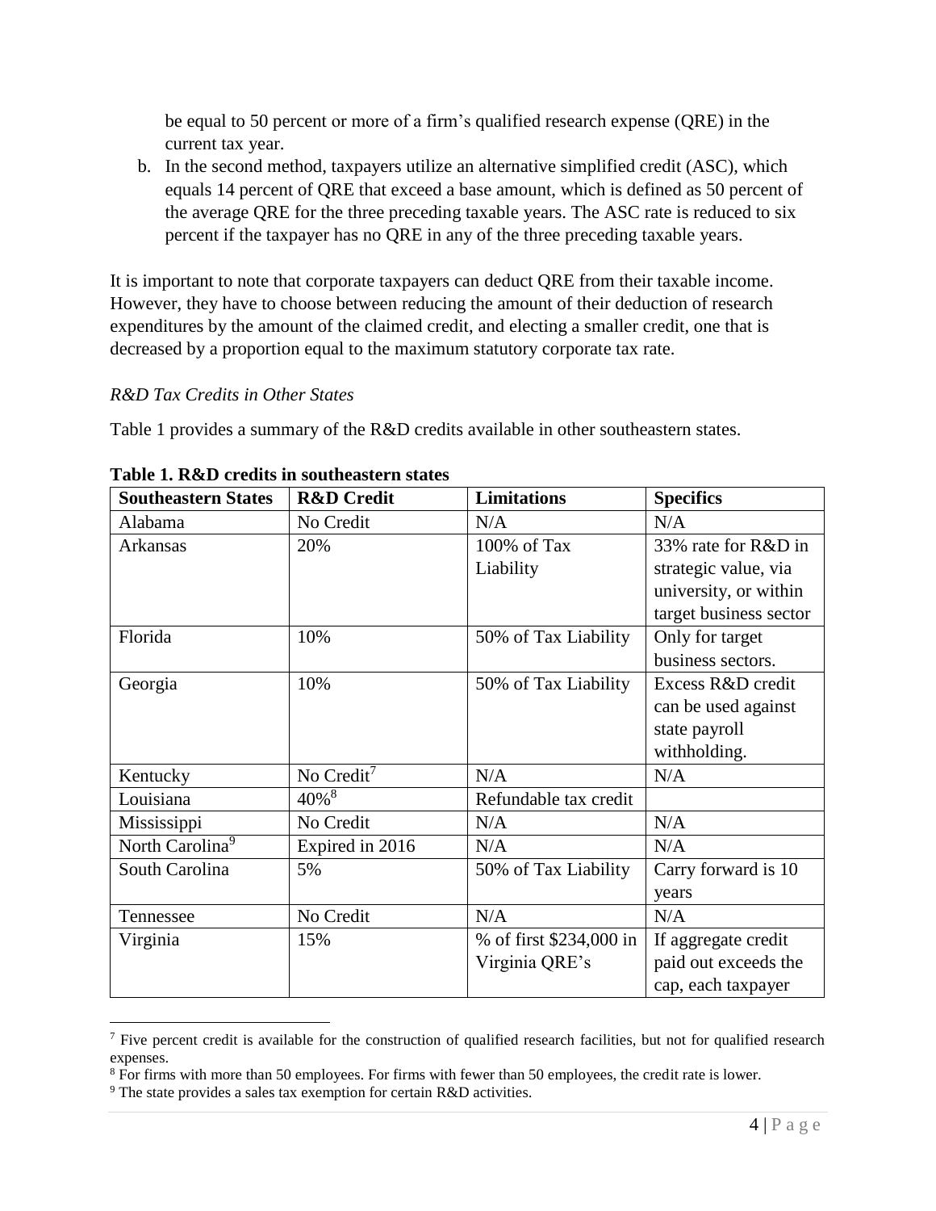be equal to 50 percent or more of a firm's qualified research expense (QRE) in the current tax year.

b. In the second method, taxpayers utilize an alternative simplified credit (ASC), which equals 14 percent of QRE that exceed a base amount, which is defined as 50 percent of the average QRE for the three preceding taxable years. The ASC rate is reduced to six percent if the taxpayer has no QRE in any of the three preceding taxable years.

It is important to note that corporate taxpayers can deduct QRE from their taxable income. However, they have to choose between reducing the amount of their deduction of research expenditures by the amount of the claimed credit, and electing a smaller credit, one that is decreased by a proportion equal to the maximum statutory corporate tax rate.

*R&D Tax Credits in Other States*

Table 1 provides a summary of the R&D credits available in other southeastern states.

**Table 1. R&D credits in southeastern states**

| Southeastern States | R&D Credit | Limitations | Specifics |
|---|---|---|---|
| Alabama | No Credit | N/A | N/A |
| Arkansas | 20% | 100% of Tax Liability | 33% rate for R&D in strategic value, via university, or within target business sector |
| Florida | 10% | 50% of Tax Liability | Only for target business sectors. |
| Georgia | 10% | 50% of Tax Liability | Excess R&D credit can be used against state payroll withholding. |
| Kentucky | No Credit[7] | N/A | N/A |
| Louisiana | 40%[8] | Refundable tax credit | |
| Mississippi | No Credit | N/A | N/A |
| North Carolina[9] | Expired in 2016 | N/A | N/A |
| South Carolina | 5% | 50% of Tax Liability | Carry forward is 10 years |
| Tennessee | No Credit | N/A | N/A |
| Virginia | 15% | % of first $234,000 in Virginia QRE's | If aggregate credit paid out exceeds the cap, each taxpayer |

[7] Five percent credit is available for the construction of qualified research facilities, but not for qualified research expenses.

[8] For firms with more than 50 employees. For firms with fewer than 50 employees, the credit rate is lower.

[9] The state provides a sales tax exemption for certain R&D activities.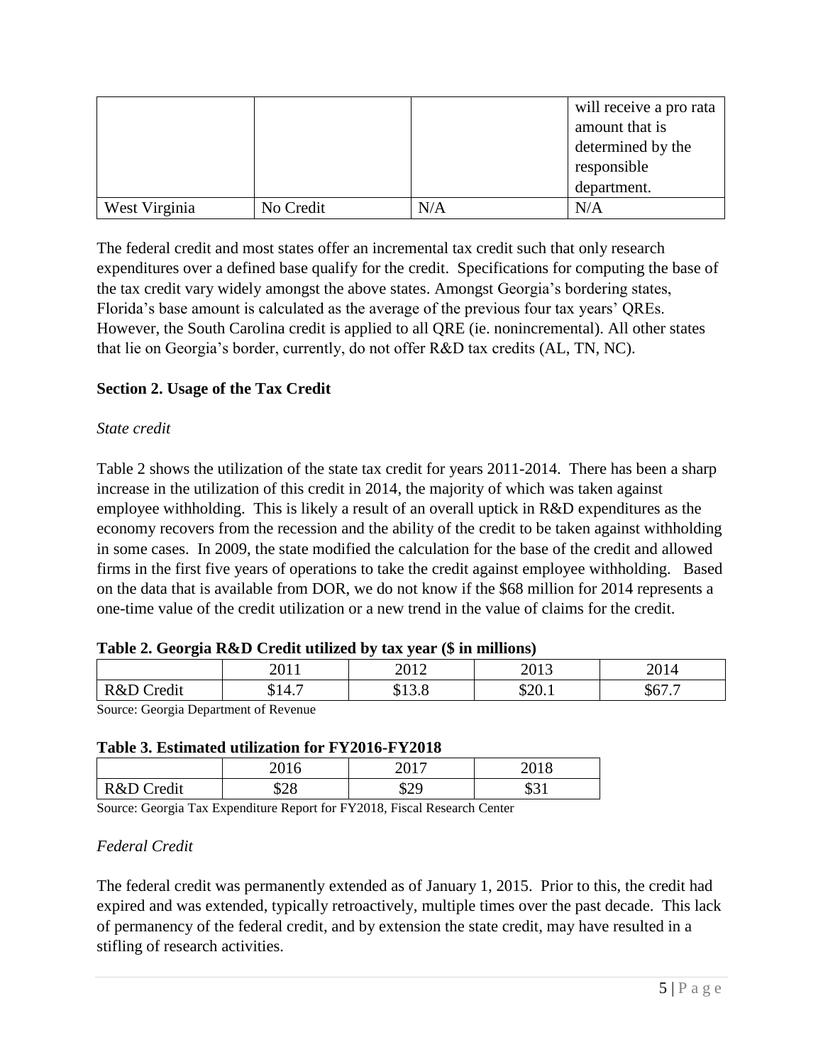| | | | will receive a pro rata amount that is determined by the responsible department. |
|---|---|---|---|
| West Virginia | No Credit | N/A | N/A |

The federal credit and most states offer an incremental tax credit such that only research expenditures over a defined base qualify for the credit. Specifications for computing the base of the tax credit vary widely amongst the above states. Amongst Georgia's bordering states, Florida's base amount is calculated as the average of the previous four tax years' QREs. However, the South Carolina credit is applied to all QRE (ie. nonincremental). All other states that lie on Georgia's border, currently, do not offer R&D tax credits (AL, TN, NC).

**Section 2. Usage of the Tax Credit**

*State credit*

Table 2 shows the utilization of the state tax credit for years 2011-2014. There has been a sharp increase in the utilization of this credit in 2014, the majority of which was taken against employee withholding. This is likely a result of an overall uptick in R&D expenditures as the economy recovers from the recession and the ability of the credit to be taken against withholding in some cases. In 2009, the state modified the calculation for the base of the credit and allowed firms in the first five years of operations to take the credit against employee withholding. Based on the data that is available from DOR, we do not know if the $68 million for 2014 represents a one-time value of the credit utilization or a new trend in the value of claims for the credit.

**Table 2. Georgia R&D Credit utilized by tax year ($ in millions)**

| | 2011 | 2012 | 2013 | 2014 |
|---|---|---|---|---|
| R&D Credit | $14.7 | $13.8 | $20.1 | $67.7 |

Source: Georgia Department of Revenue

**Table 3. Estimated utilization for FY2016-FY2018**

| | 2016 | 2017 | 2018 |
|---|---|---|---|
| R&D Credit | $28 | $29 | $31 |

Source: Georgia Tax Expenditure Report for FY2018, Fiscal Research Center

*Federal Credit*

The federal credit was permanently extended as of January 1, 2015. Prior to this, the credit had expired and was extended, typically retroactively, multiple times over the past decade. This lack of permanency of the federal credit, and by extension the state credit, may have resulted in a stifling of research activities.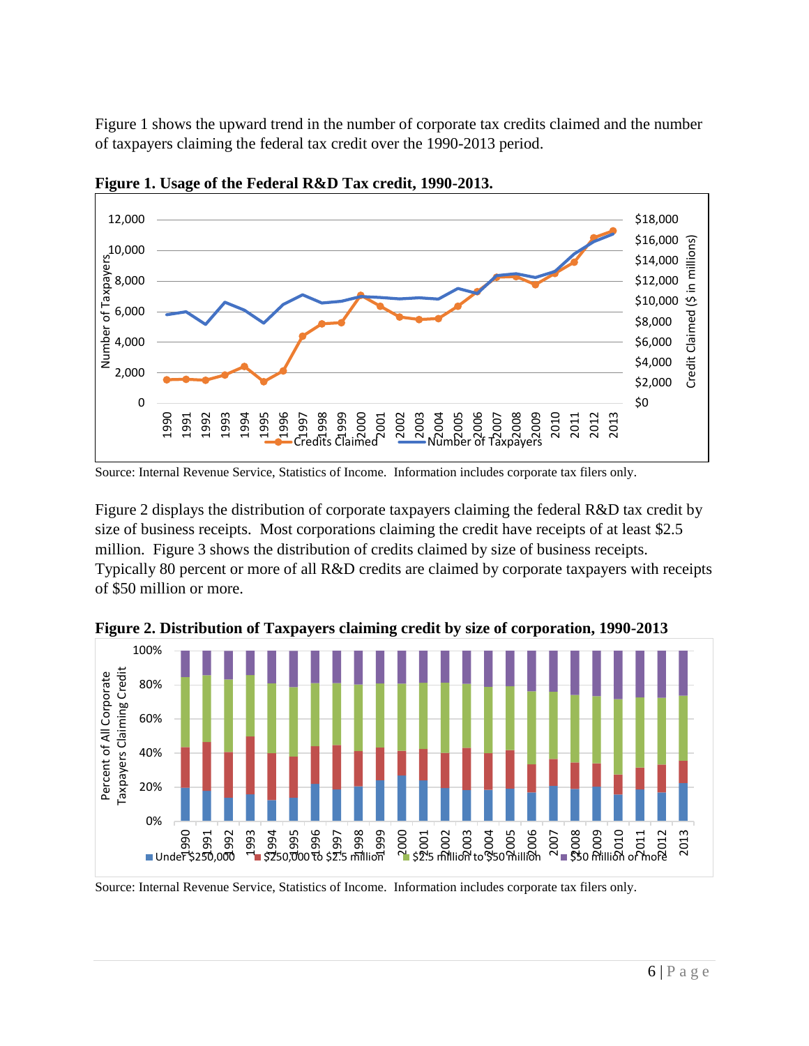Figure 1 shows the upward trend in the number of corporate tax credits claimed and the number of taxpayers claiming the federal tax credit over the 1990-2013 period.

**Figure 1. Usage of the Federal R&D Tax credit, 1990-2013.**

Source: Internal Revenue Service, Statistics of Income. Information includes corporate tax filers only.

Figure 2 displays the distribution of corporate taxpayers claiming the federal R&D tax credit by size of business receipts. Most corporations claiming the credit have receipts of at least $2.5 million. Figure 3 shows the distribution of credits claimed by size of business receipts. Typically 80 percent or more of all R&D credits are claimed by corporate taxpayers with receipts of $50 million or more.

**Figure 2. Distribution of Taxpayers claiming credit by size of corporation, 1990-2013**

Source: Internal Revenue Service, Statistics of Income. Information includes corporate tax filers only.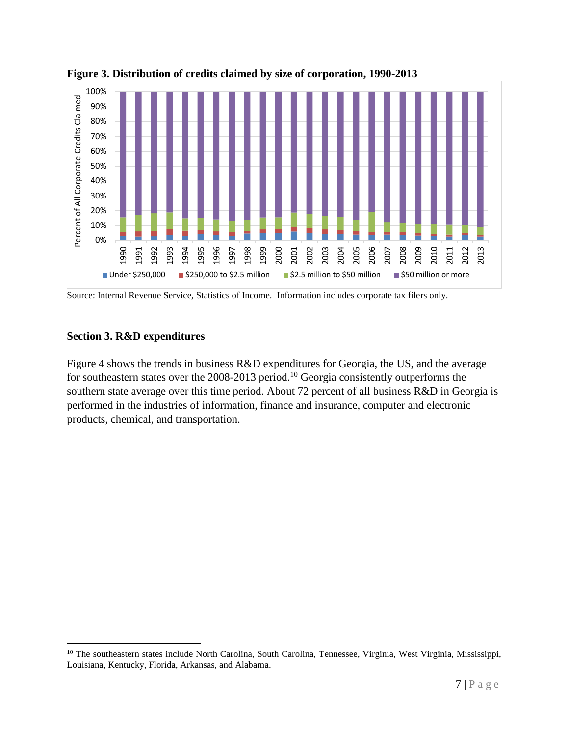**Figure 3. Distribution of credits claimed by size of corporation, 1990-2013**

Source: Internal Revenue Service, Statistics of Income. Information includes corporate tax filers only.

## Section 3. R&D expenditures

Figure 4 shows the trends in business R&D expenditures for Georgia, the US, and the average for southeastern states over the 2008-2013 period.[10] Georgia consistently outperforms the southern state average over this time period. About 72 percent of all business R&D in Georgia is performed in the industries of information, finance and insurance, computer and electronic products, chemical, and transportation.

---

[10] The southeastern states include North Carolina, South Carolina, Tennessee, Virginia, West Virginia, Mississippi, Louisiana, Kentucky, Florida, Arkansas, and Alabama.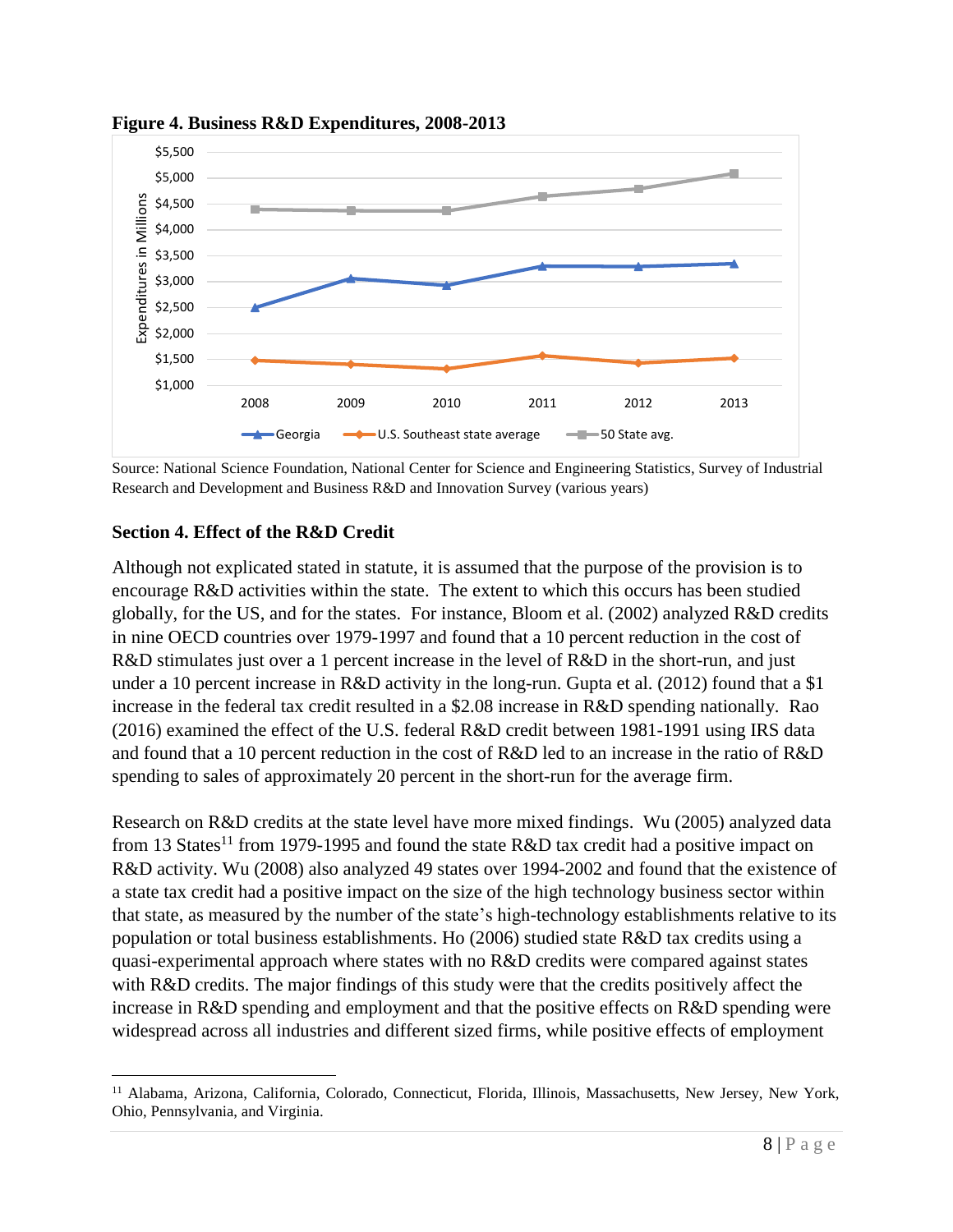**Figure 4. Business R&D Expenditures, 2008-2013**

Source: National Science Foundation, National Center for Science and Engineering Statistics, Survey of Industrial Research and Development and Business R&D and Innovation Survey (various years)

## Section 4. Effect of the R&D Credit

Although not explicated stated in statute, it is assumed that the purpose of the provision is to encourage R&D activities within the state. The extent to which this occurs has been studied globally, for the US, and for the states. For instance, Bloom et al. (2002) analyzed R&D credits in nine OECD countries over 1979-1997 and found that a 10 percent reduction in the cost of R&D stimulates just over a 1 percent increase in the level of R&D in the short-run, and just under a 10 percent increase in R&D activity in the long-run. Gupta et al. (2012) found that a $1 increase in the federal tax credit resulted in a $2.08 increase in R&D spending nationally. Rao (2016) examined the effect of the U.S. federal R&D credit between 1981-1991 using IRS data and found that a 10 percent reduction in the cost of R&D led to an increase in the ratio of R&D spending to sales of approximately 20 percent in the short-run for the average firm.

Research on R&D credits at the state level have more mixed findings. Wu (2005) analyzed data from 13 States[11] from 1979-1995 and found the state R&D tax credit had a positive impact on R&D activity. Wu (2008) also analyzed 49 states over 1994-2002 and found that the existence of a state tax credit had a positive impact on the size of the high technology business sector within that state, as measured by the number of the state's high-technology establishments relative to its population or total business establishments. Ho (2006) studied state R&D tax credits using a quasi-experimental approach where states with no R&D credits were compared against states with R&D credits. The major findings of this study were that the credits positively affect the increase in R&D spending and employment and that the positive effects on R&D spending were widespread across all industries and different sized firms, while positive effects of employment

[11] Alabama, Arizona, California, Colorado, Connecticut, Florida, Illinois, Massachusetts, New Jersey, New York, Ohio, Pennsylvania, and Virginia.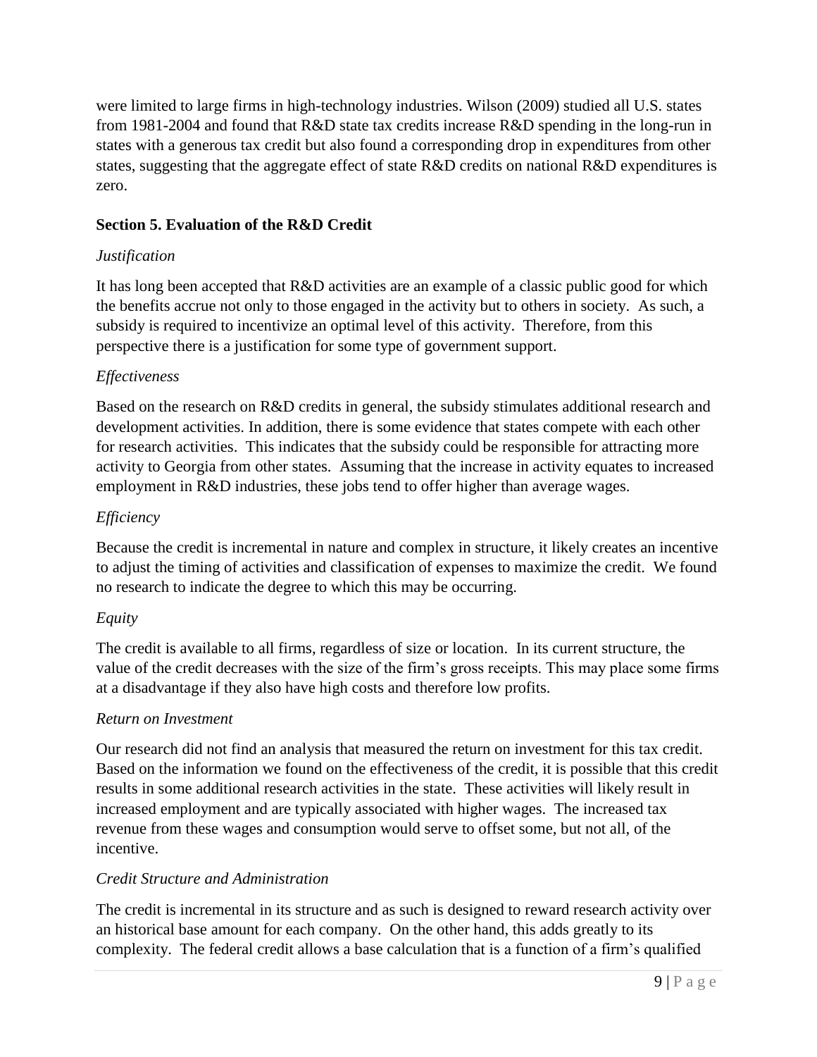were limited to large firms in high-technology industries. Wilson (2009) studied all U.S. states from 1981-2004 and found that R&D state tax credits increase R&D spending in the long-run in states with a generous tax credit but also found a corresponding drop in expenditures from other states, suggesting that the aggregate effect of state R&D credits on national R&D expenditures is zero.

## Section 5. Evaluation of the R&D Credit

*Justification*

It has long been accepted that R&D activities are an example of a classic public good for which the benefits accrue not only to those engaged in the activity but to others in society. As such, a subsidy is required to incentivize an optimal level of this activity. Therefore, from this perspective there is a justification for some type of government support.

*Effectiveness*

Based on the research on R&D credits in general, the subsidy stimulates additional research and development activities. In addition, there is some evidence that states compete with each other for research activities. This indicates that the subsidy could be responsible for attracting more activity to Georgia from other states. Assuming that the increase in activity equates to increased employment in R&D industries, these jobs tend to offer higher than average wages.

*Efficiency*

Because the credit is incremental in nature and complex in structure, it likely creates an incentive to adjust the timing of activities and classification of expenses to maximize the credit. We found no research to indicate the degree to which this may be occurring.

*Equity*

The credit is available to all firms, regardless of size or location. In its current structure, the value of the credit decreases with the size of the firm's gross receipts. This may place some firms at a disadvantage if they also have high costs and therefore low profits.

*Return on Investment*

Our research did not find an analysis that measured the return on investment for this tax credit. Based on the information we found on the effectiveness of the credit, it is possible that this credit results in some additional research activities in the state. These activities will likely result in increased employment and are typically associated with higher wages. The increased tax revenue from these wages and consumption would serve to offset some, but not all, of the incentive.

*Credit Structure and Administration*

The credit is incremental in its structure and as such is designed to reward research activity over an historical base amount for each company. On the other hand, this adds greatly to its complexity. The federal credit allows a base calculation that is a function of a firm's qualified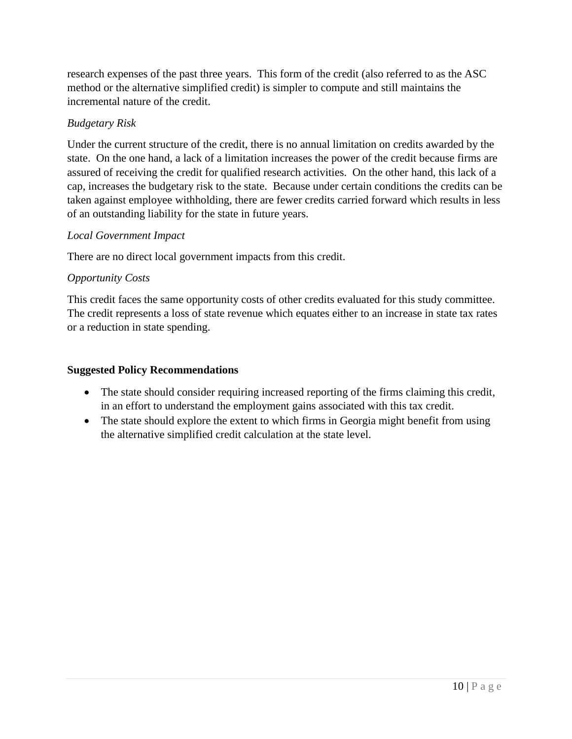research expenses of the past three years. This form of the credit (also referred to as the ASC method or the alternative simplified credit) is simpler to compute and still maintains the incremental nature of the credit.

*Budgetary Risk*

Under the current structure of the credit, there is no annual limitation on credits awarded by the state. On the one hand, a lack of a limitation increases the power of the credit because firms are assured of receiving the credit for qualified research activities. On the other hand, this lack of a cap, increases the budgetary risk to the state. Because under certain conditions the credits can be taken against employee withholding, there are fewer credits carried forward which results in less of an outstanding liability for the state in future years.

*Local Government Impact*

There are no direct local government impacts from this credit.

*Opportunity Costs*

This credit faces the same opportunity costs of other credits evaluated for this study committee. The credit represents a loss of state revenue which equates either to an increase in state tax rates or a reduction in state spending.

**Suggested Policy Recommendations**

- The state should consider requiring increased reporting of the firms claiming this credit, in an effort to understand the employment gains associated with this tax credit.
- The state should explore the extent to which firms in Georgia might benefit from using the alternative simplified credit calculation at the state level.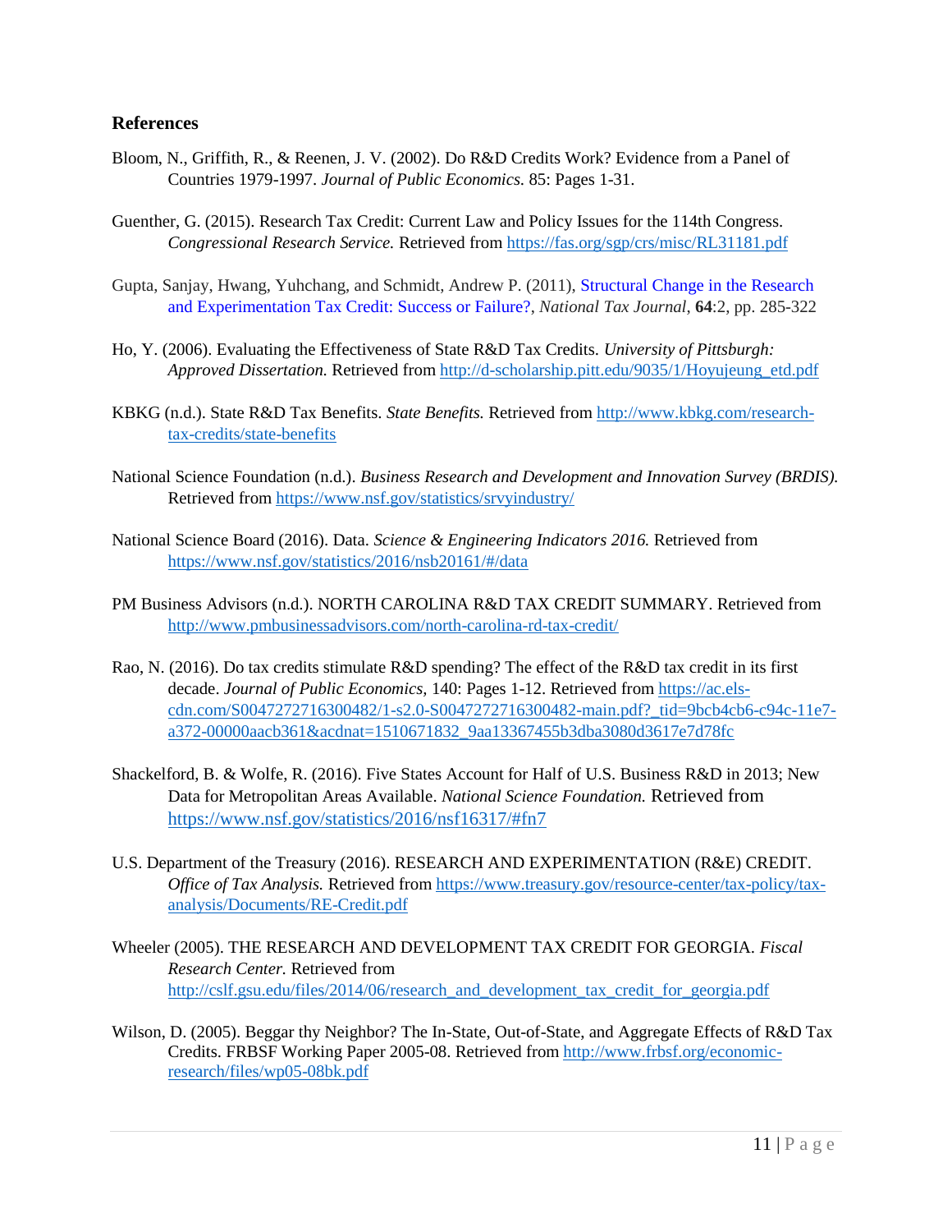## References

Bloom, N., Griffith, R., & Reenen, J. V. (2002). Do R&D Credits Work? Evidence from a Panel of Countries 1979-1997. *Journal of Public Economics.* 85: Pages 1-31.

Guenther, G. (2015). Research Tax Credit: Current Law and Policy Issues for the 114th Congress. *Congressional Research Service.* Retrieved from https://fas.org/sgp/crs/misc/RL31181.pdf

Gupta, Sanjay, Hwang, Yuhchang, and Schmidt, Andrew P. (2011), Structural Change in the Research and Experimentation Tax Credit: Success or Failure?, *National Tax Journal*, **64**:2, pp. 285-322

Ho, Y. (2006). Evaluating the Effectiveness of State R&D Tax Credits. *University of Pittsburgh: Approved Dissertation.* Retrieved from http://d-scholarship.pitt.edu/9035/1/Hoyujeung_etd.pdf

KBKG (n.d.). State R&D Tax Benefits. *State Benefits.* Retrieved from http://www.kbkg.com/research-tax-credits/state-benefits

National Science Foundation (n.d.). *Business Research and Development and Innovation Survey (BRDIS).* Retrieved from https://www.nsf.gov/statistics/srvyindustry/

National Science Board (2016). Data. *Science & Engineering Indicators 2016.* Retrieved from https://www.nsf.gov/statistics/2016/nsb20161/#/data

PM Business Advisors (n.d.). NORTH CAROLINA R&D TAX CREDIT SUMMARY. Retrieved from http://www.pmbusinessadvisors.com/north-carolina-rd-tax-credit/

Rao, N. (2016). Do tax credits stimulate R&D spending? The effect of the R&D tax credit in its first decade. *Journal of Public Economics,* 140: Pages 1-12. Retrieved from https://ac.els-cdn.com/S0047272716300482/1-s2.0-S0047272716300482-main.pdf?_tid=9bcb4cb6-c94c-11e7-a372-00000aacb361&acdnat=1510671832_9aa13367455b3dba3080d3617e7d78fc

Shackelford, B. & Wolfe, R. (2016). Five States Account for Half of U.S. Business R&D in 2013; New Data for Metropolitan Areas Available. *National Science Foundation.* Retrieved from https://www.nsf.gov/statistics/2016/nsf16317/#fn7

U.S. Department of the Treasury (2016). RESEARCH AND EXPERIMENTATION (R&E) CREDIT. *Office of Tax Analysis.* Retrieved from https://www.treasury.gov/resource-center/tax-policy/tax-analysis/Documents/RE-Credit.pdf

Wheeler (2005). THE RESEARCH AND DEVELOPMENT TAX CREDIT FOR GEORGIA. *Fiscal Research Center.* Retrieved from http://cslf.gsu.edu/files/2014/06/research_and_development_tax_credit_for_georgia.pdf

Wilson, D. (2005). Beggar thy Neighbor? The In-State, Out-of-State, and Aggregate Effects of R&D Tax Credits. FRBSF Working Paper 2005-08. Retrieved from http://www.frbsf.org/economic-research/files/wp05-08bk.pdf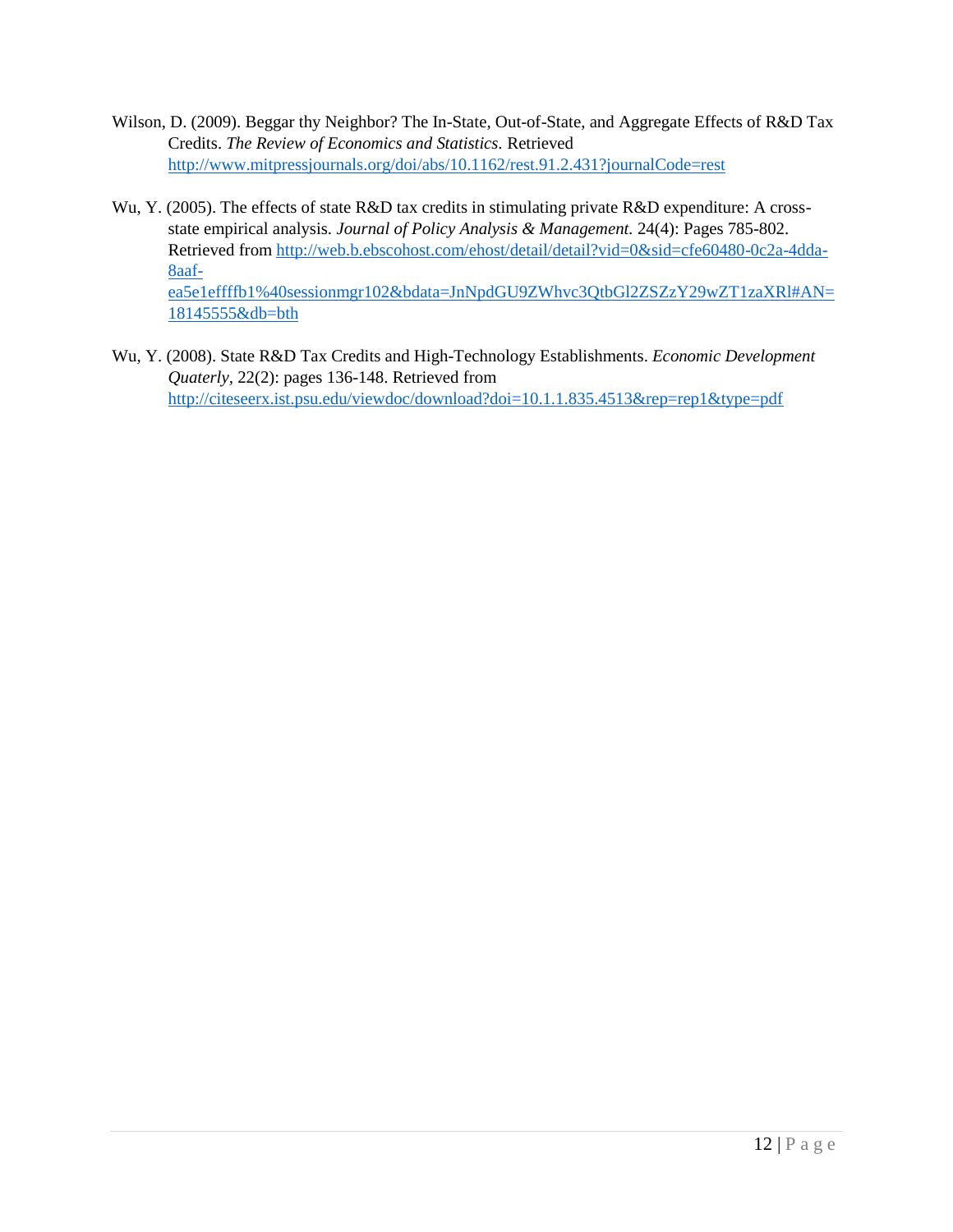Wilson, D. (2009). Beggar thy Neighbor? The In-State, Out-of-State, and Aggregate Effects of R&D Tax Credits. *The Review of Economics and Statistics*. Retrieved http://www.mitpressjournals.org/doi/abs/10.1162/rest.91.2.431?journalCode=rest

Wu, Y. (2005). The effects of state R&D tax credits in stimulating private R&D expenditure: A cross-state empirical analysis. *Journal of Policy Analysis & Management.* 24(4): Pages 785-802. Retrieved from http://web.b.ebscohost.com/ehost/detail/detail?vid=0&sid=cfe60480-0c2a-4dda-8aaf-ea5e1effffb1%40sessionmgr102&bdata=JnNpdGU9ZWhvc3QtbGl2ZSZzY29wZT1zaXRl#AN=18145555&db=bth

Wu, Y. (2008). State R&D Tax Credits and High-Technology Establishments. *Economic Development Quaterly*, 22(2): pages 136-148. Retrieved from http://citeseerx.ist.psu.edu/viewdoc/download?doi=10.1.1.835.4513&rep=rep1&type=pdf